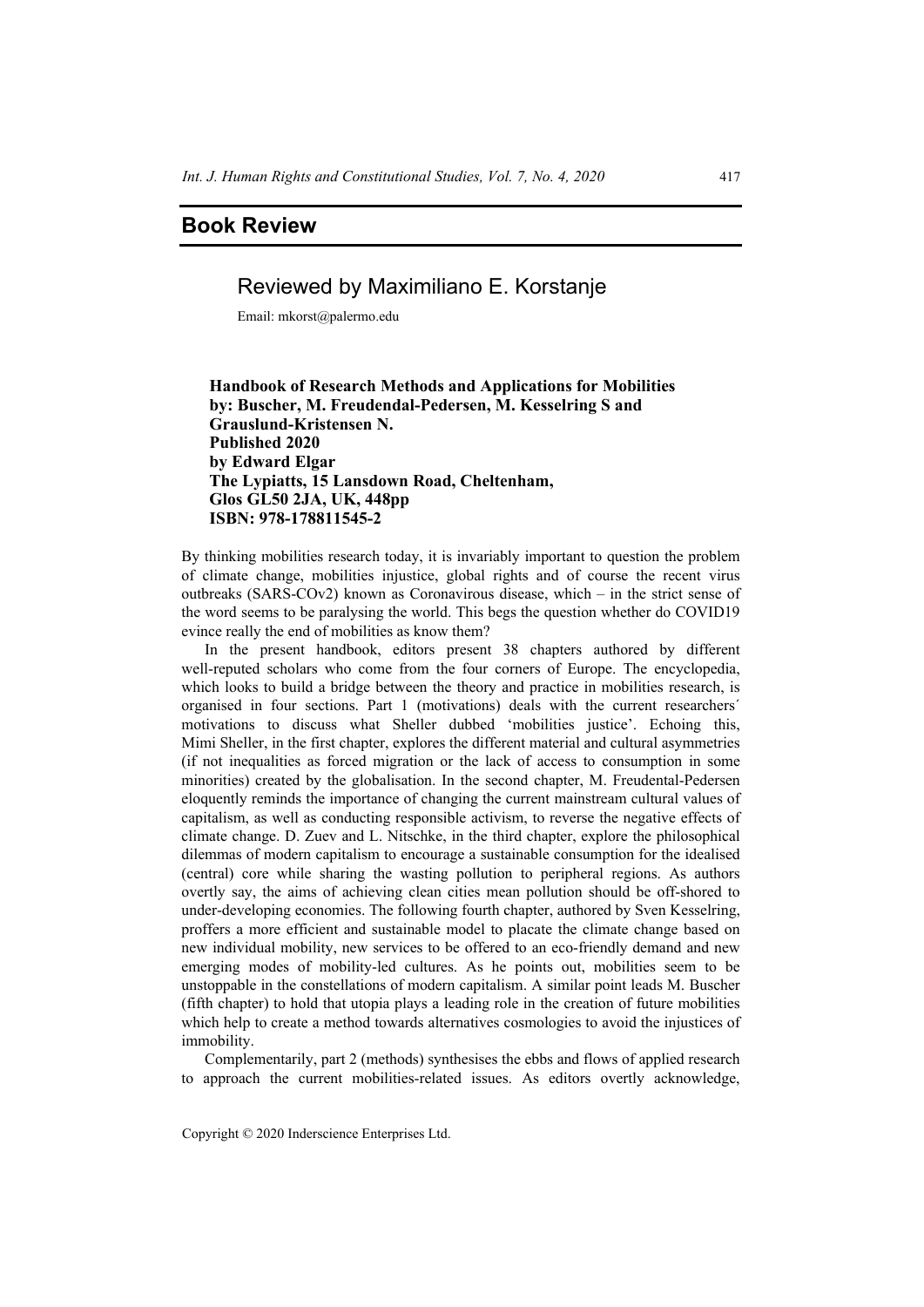## Book Review

### Reviewed by Maximiliano E. Korstanje

Email: mkorst@palermo.edu

**Handbook of Research Methods and Applications for Mobilities**
**by: Buscher, M. Freudendal-Pedersen, M. Kesselring S and Grauslund-Kristensen N.**
**Published 2020**
**by Edward Elgar**
**The Lypiatts, 15 Lansdown Road, Cheltenham, Glos GL50 2JA, UK, 448pp**
**ISBN: 978-178811545-2**

By thinking mobilities research today, it is invariably important to question the problem of climate change, mobilities injustice, global rights and of course the recent virus outbreaks (SARS-COv2) known as Coronavirous disease, which – in the strict sense of the word seems to be paralysing the world. This begs the question whether do COVID19 evince really the end of mobilities as know them?

In the present handbook, editors present 38 chapters authored by different well-reputed scholars who come from the four corners of Europe. The encyclopedia, which looks to build a bridge between the theory and practice in mobilities research, is organised in four sections. Part 1 (motivations) deals with the current researchers´ motivations to discuss what Sheller dubbed 'mobilities justice'. Echoing this, Mimi Sheller, in the first chapter, explores the different material and cultural asymmetries (if not inequalities as forced migration or the lack of access to consumption in some minorities) created by the globalisation. In the second chapter, M. Freudental-Pedersen eloquently reminds the importance of changing the current mainstream cultural values of capitalism, as well as conducting responsible activism, to reverse the negative effects of climate change. D. Zuev and L. Nitschke, in the third chapter, explore the philosophical dilemmas of modern capitalism to encourage a sustainable consumption for the idealised (central) core while sharing the wasting pollution to peripheral regions. As authors overtly say, the aims of achieving clean cities mean pollution should be off-shored to under-developing economies. The following fourth chapter, authored by Sven Kesselring, proffers a more efficient and sustainable model to placate the climate change based on new individual mobility, new services to be offered to an eco-friendly demand and new emerging modes of mobility-led cultures. As he points out, mobilities seem to be unstoppable in the constellations of modern capitalism. A similar point leads M. Buscher (fifth chapter) to hold that utopia plays a leading role in the creation of future mobilities which help to create a method towards alternatives cosmologies to avoid the injustices of immobility.

Complementarily, part 2 (methods) synthesises the ebbs and flows of applied research to approach the current mobilities-related issues. As editors overtly acknowledge,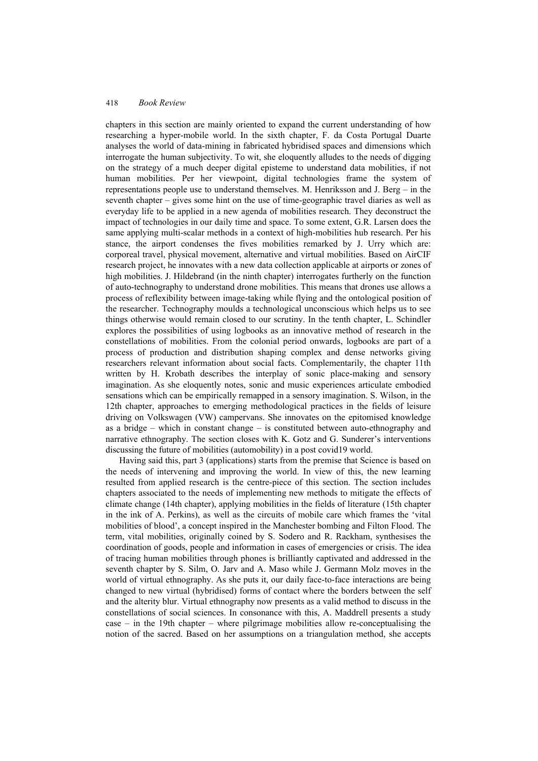chapters in this section are mainly oriented to expand the current understanding of how researching a hyper-mobile world. In the sixth chapter, F. da Costa Portugal Duarte analyses the world of data-mining in fabricated hybridised spaces and dimensions which interrogate the human subjectivity. To wit, she eloquently alludes to the needs of digging on the strategy of a much deeper digital episteme to understand data mobilities, if not human mobilities. Per her viewpoint, digital technologies frame the system of representations people use to understand themselves. M. Henriksson and J. Berg – in the seventh chapter – gives some hint on the use of time-geographic travel diaries as well as everyday life to be applied in a new agenda of mobilities research. They deconstruct the impact of technologies in our daily time and space. To some extent, G.R. Larsen does the same applying multi-scalar methods in a context of high-mobilities hub research. Per his stance, the airport condenses the fives mobilities remarked by J. Urry which are: corporeal travel, physical movement, alternative and virtual mobilities. Based on AirCIF research project, he innovates with a new data collection applicable at airports or zones of high mobilities. J. Hildebrand (in the ninth chapter) interrogates furtherly on the function of auto-technography to understand drone mobilities. This means that drones use allows a process of reflexibility between image-taking while flying and the ontological position of the researcher. Technography moulds a technological unconscious which helps us to see things otherwise would remain closed to our scrutiny. In the tenth chapter, L. Schindler explores the possibilities of using logbooks as an innovative method of research in the constellations of mobilities. From the colonial period onwards, logbooks are part of a process of production and distribution shaping complex and dense networks giving researchers relevant information about social facts. Complementarily, the chapter 11th written by H. Krobath describes the interplay of sonic place-making and sensory imagination. As she eloquently notes, sonic and music experiences articulate embodied sensations which can be empirically remapped in a sensory imagination. S. Wilson, in the 12th chapter, approaches to emerging methodological practices in the fields of leisure driving on Volkswagen (VW) campervans. She innovates on the epitomised knowledge as a bridge – which in constant change – is constituted between auto-ethnography and narrative ethnography. The section closes with K. Gotz and G. Sunderer's interventions discussing the future of mobilities (automobility) in a post covid19 world.

Having said this, part 3 (applications) starts from the premise that Science is based on the needs of intervening and improving the world. In view of this, the new learning resulted from applied research is the centre-piece of this section. The section includes chapters associated to the needs of implementing new methods to mitigate the effects of climate change (14th chapter), applying mobilities in the fields of literature (15th chapter in the ink of A. Perkins), as well as the circuits of mobile care which frames the 'vital mobilities of blood', a concept inspired in the Manchester bombing and Filton Flood. The term, vital mobilities, originally coined by S. Sodero and R. Rackham, synthesises the coordination of goods, people and information in cases of emergencies or crisis. The idea of tracing human mobilities through phones is brilliantly captivated and addressed in the seventh chapter by S. Silm, O. Jarv and A. Maso while J. Germann Molz moves in the world of virtual ethnography. As she puts it, our daily face-to-face interactions are being changed to new virtual (hybridised) forms of contact where the borders between the self and the alterity blur. Virtual ethnography now presents as a valid method to discuss in the constellations of social sciences. In consonance with this, A. Maddrell presents a study case – in the 19th chapter – where pilgrimage mobilities allow re-conceptualising the notion of the sacred. Based on her assumptions on a triangulation method, she accepts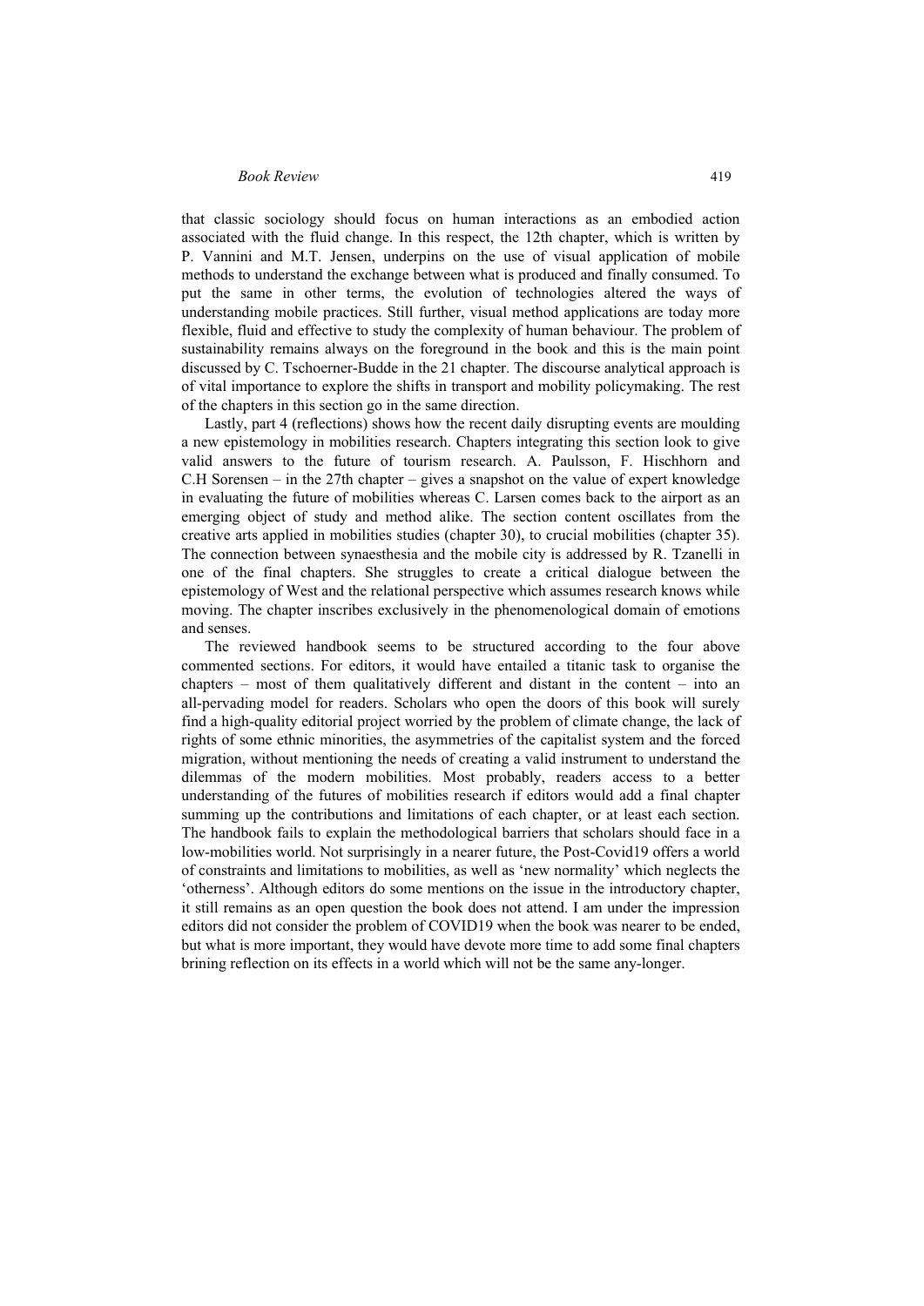that classic sociology should focus on human interactions as an embodied action associated with the fluid change. In this respect, the 12th chapter, which is written by P. Vannini and M.T. Jensen, underpins on the use of visual application of mobile methods to understand the exchange between what is produced and finally consumed. To put the same in other terms, the evolution of technologies altered the ways of understanding mobile practices. Still further, visual method applications are today more flexible, fluid and effective to study the complexity of human behaviour. The problem of sustainability remains always on the foreground in the book and this is the main point discussed by C. Tschoerner-Budde in the 21 chapter. The discourse analytical approach is of vital importance to explore the shifts in transport and mobility policymaking. The rest of the chapters in this section go in the same direction.

Lastly, part 4 (reflections) shows how the recent daily disrupting events are moulding a new epistemology in mobilities research. Chapters integrating this section look to give valid answers to the future of tourism research. A. Paulsson, F. Hischhorn and C.H Sorensen – in the 27th chapter – gives a snapshot on the value of expert knowledge in evaluating the future of mobilities whereas C. Larsen comes back to the airport as an emerging object of study and method alike. The section content oscillates from the creative arts applied in mobilities studies (chapter 30), to crucial mobilities (chapter 35). The connection between synaesthesia and the mobile city is addressed by R. Tzanelli in one of the final chapters. She struggles to create a critical dialogue between the epistemology of West and the relational perspective which assumes research knows while moving. The chapter inscribes exclusively in the phenomenological domain of emotions and senses.

The reviewed handbook seems to be structured according to the four above commented sections. For editors, it would have entailed a titanic task to organise the chapters – most of them qualitatively different and distant in the content – into an all-pervading model for readers. Scholars who open the doors of this book will surely find a high-quality editorial project worried by the problem of climate change, the lack of rights of some ethnic minorities, the asymmetries of the capitalist system and the forced migration, without mentioning the needs of creating a valid instrument to understand the dilemmas of the modern mobilities. Most probably, readers access to a better understanding of the futures of mobilities research if editors would add a final chapter summing up the contributions and limitations of each chapter, or at least each section. The handbook fails to explain the methodological barriers that scholars should face in a low-mobilities world. Not surprisingly in a nearer future, the Post-Covid19 offers a world of constraints and limitations to mobilities, as well as 'new normality' which neglects the 'otherness'. Although editors do some mentions on the issue in the introductory chapter, it still remains as an open question the book does not attend. I am under the impression editors did not consider the problem of COVID19 when the book was nearer to be ended, but what is more important, they would have devote more time to add some final chapters brining reflection on its effects in a world which will not be the same any-longer.